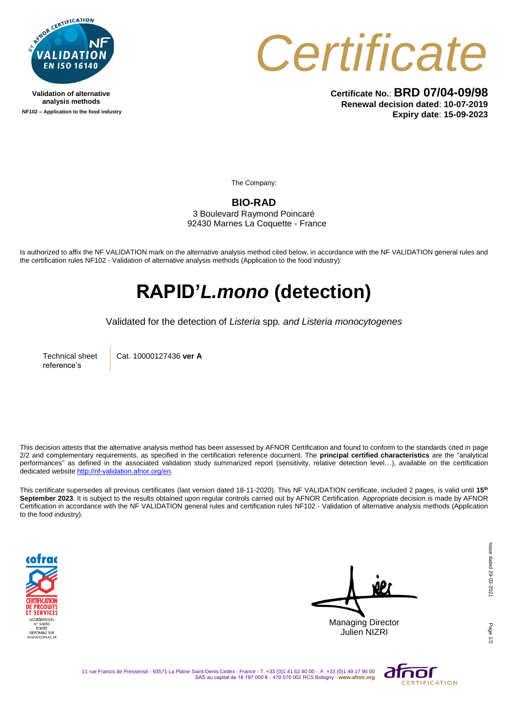Validation of alternative analysis methods

NF102 – Application to the food industry

# Certificate

**Certificate No.**: **BRD 07/04-09/98**
**Renewal decision dated**: **10-07-2019**
**Expiry date**: **15-09-2023**

The Company:

**BIO-RAD**
3 Boulevard Raymond Poincaré
92430 Marnes La Coquette - France

Is authorized to affix the NF VALIDATION mark on the alternative analysis method cited below, in accordance with the NF VALIDATION general rules and the certification rules NF102 - Validation of alternative analysis methods (Application to the food industry):

# RAPID'*L.mono* (detection)

Validated for the detection of *Listeria* spp*. and Listeria monocytogenes*

| Technical sheet reference's | Cat. 10000127436 **ver A** |
|---|---|

This decision attests that the alternative analysis method has been assessed by AFNOR Certification and found to conform to the standards cited in page 2/2 and complementary requirements, as specified in the certification reference document. The **principal certified characteristics** are the "analytical performances" as defined in the associated validation study summarized report (sensitivity, relative detection level…), available on the certification dedicated website http://nf-validation.afnor.org/en.

This certificate supersedes all previous certificates (last version dated 18-11-2020). This NF VALIDATION certificate, included 2 pages, is valid until **15th September 2023**. It is subject to the results obtained upon regular controls carried out by AFNOR Certification. Appropriate decision is made by AFNOR Certification in accordance with the NF VALIDATION general rules and certification rules NF102 - Validation of alternative analysis methods (Application to the food industry).

Managing Director
Julien NIZRI

Issue dated 29-03-2021

11 rue Francis de Pressensé - 93571 La Plaine Saint-Denis Cedex - France - T. +33 (0)1 41 62 80 00 - F. +33 (0)1 49 17 90 00
SAS au capital de 18 187 000 € - 479 076 002 RCS Bobigny - www.afnor.org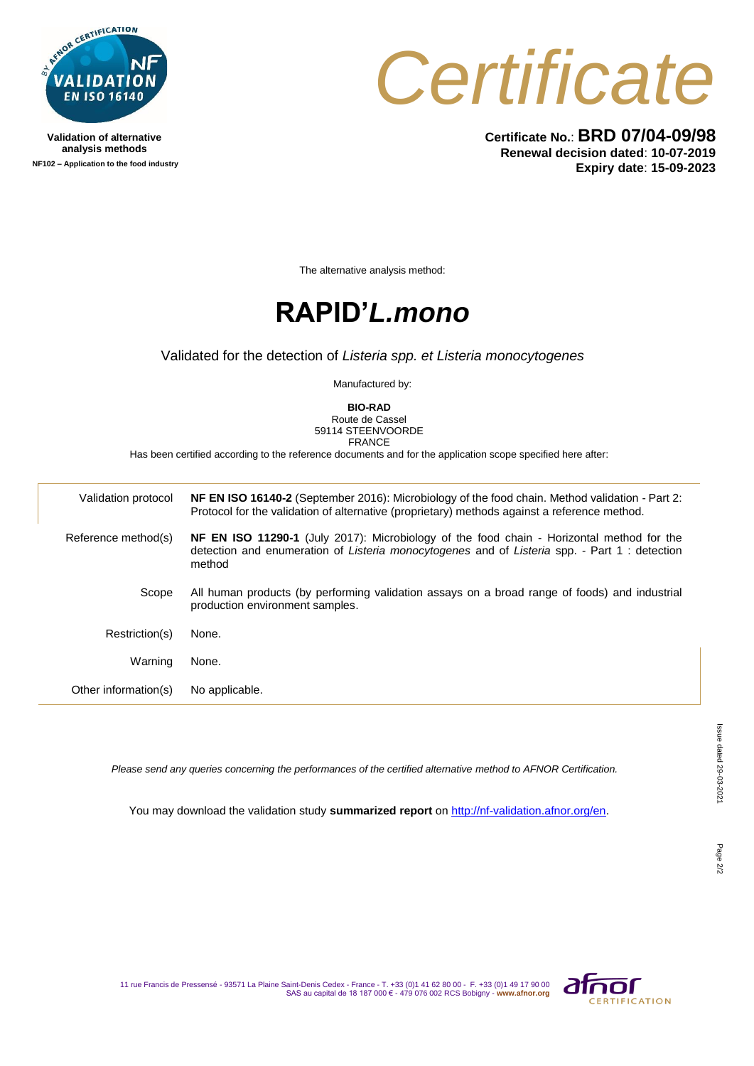Validation of alternative analysis methods

NF102 – Application to the food industry

# Certificate

**Certificate No.**: **BRD 07/04-09/98**
**Renewal decision dated**: **10-07-2019**
**Expiry date**: **15-09-2023**

The alternative analysis method:

# RAPID'*L.mono*

Validated for the detection of *Listeria spp. et Listeria monocytogenes*

Manufactured by:

**BIO-RAD**
Route de Cassel
59114 STEENVOORDE
FRANCE

Has been certified according to the reference documents and for the application scope specified here after:

| | |
|---|---|
| Validation protocol | **NF EN ISO 16140-2** (September 2016): Microbiology of the food chain. Method validation - Part 2: Protocol for the validation of alternative (proprietary) methods against a reference method. |
| Reference method(s) | **NF EN ISO 11290-1** (July 2017): Microbiology of the food chain - Horizontal method for the detection and enumeration of *Listeria monocytogenes* and of *Listeria* spp. - Part 1 : detection method |
| Scope | All human products (by performing validation assays on a broad range of foods) and industrial production environment samples. |
| Restriction(s) | None. |
| Warning | None. |
| Other information(s) | No applicable. |

*Please send any queries concerning the performances of the certified alternative method to AFNOR Certification.*

You may download the validation study **summarized report** on http://nf-validation.afnor.org/en.

Issue dated 29-03-2021

11 rue Francis de Pressensé - 93571 La Plaine Saint-Denis Cedex - France - T. +33 (0)1 41 62 80 00 - F. +33 (0)1 49 17 90 00
SAS au capital de 18 187 000 € - 479 076 002 RCS Bobigny - **www.afnor.org**